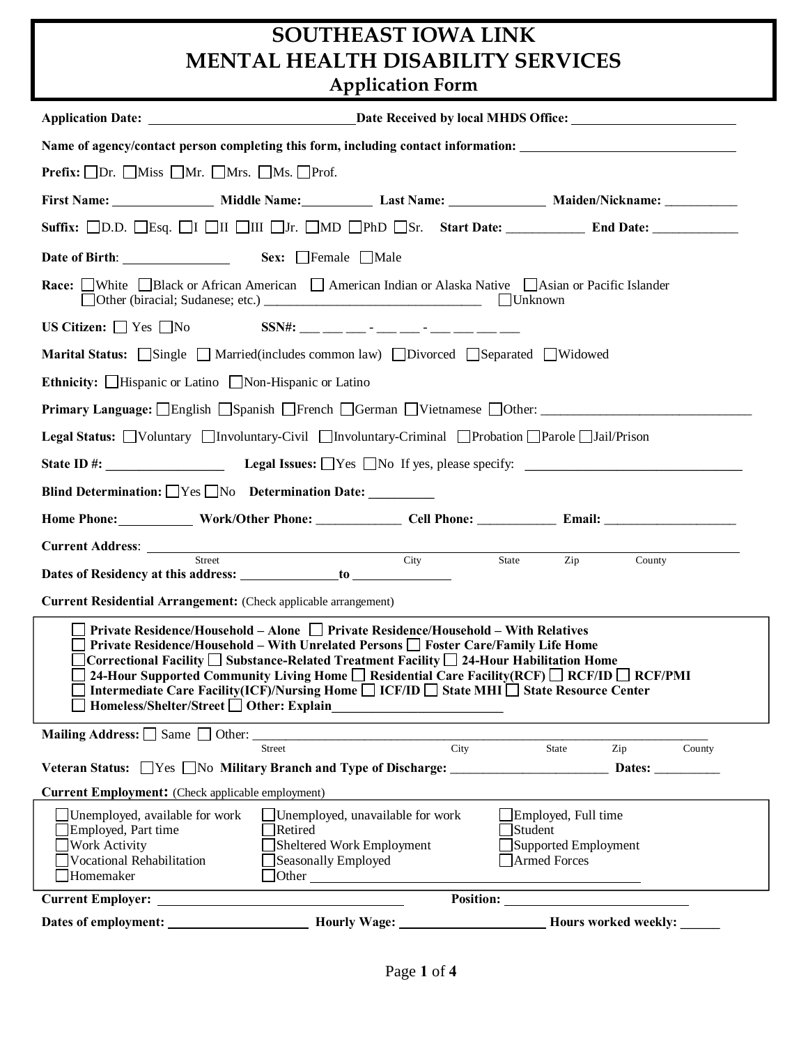# SOUTHEAST IOWA LINK
# MENTAL HEALTH DISABILITY SERVICES
## Application Form

**Application Date:** ______________________________ **Date Received by local MHDS Office:** ________________________

**Name of agency/contact person completing this form, including contact information:** ________________________________

**Prefix:** ☐Dr. ☐Miss ☐Mr. ☐Mrs. ☐Ms. ☐Prof.

**First Name:** _______________ **Middle Name:** __________ **Last Name:** ______________ **Maiden/Nickname:** ___________

**Suffix:** ☐D.D. ☐Esq. ☐I ☐II ☐III ☐Jr. ☐MD ☐PhD ☐Sr. **Start Date:** ____________ **End Date:** _____________

**Date of Birth:** ________________ **Sex:** ☐Female ☐Male

**Race:** ☐White ☐Black or African American ☐ American Indian or Alaska Native ☐Asian or Pacific Islander ☐Other (biracial; Sudanese; etc.) ________________________________ ☐Unknown

**US Citizen:** ☐ Yes ☐No **SSN#:** ___ ___ ___ - ___ ___ - ___ ___ ___ ___

**Marital Status:** ☐Single ☐ Married(includes common law) ☐Divorced ☐Separated ☐Widowed

**Ethnicity:** ☐Hispanic or Latino ☐Non-Hispanic or Latino

**Primary Language:** ☐English ☐Spanish ☐French ☐German ☐Vietnamese ☐Other: ________________________________

**Legal Status:** ☐Voluntary ☐Involuntary-Civil ☐Involuntary-Criminal ☐Probation ☐Parole ☐Jail/Prison

**State ID #:** _________________ **Legal Issues:** ☐Yes ☐No If yes, please specify: ________________________________

**Blind Determination:** ☐Yes ☐No **Determination Date:** __________

**Home Phone:** ___________ **Work/Other Phone:** _____________ **Cell Phone:** ____________ **Email:** ____________________

**Current Address:** ____________________________________________________________________________
Street City State Zip County

**Dates of Residency at this address:** _______________ **to** _______________

**Current Residential Arrangement:** (Check applicable arrangement)

- ☐ **Private Residence/Household – Alone** ☐ **Private Residence/Household – With Relatives**
- ☐ **Private Residence/Household – With Unrelated Persons** ☐ **Foster Care/Family Life Home**
- ☐**Correctional Facility** ☐ **Substance-Related Treatment Facility** ☐ **24-Hour Habilitation Home**
- ☐ **24-Hour Supported Community Living Home** ☐ **Residential Care Facility(RCF)** ☐ **RCF/ID** ☐ **RCF/PMI**
- ☐ **Intermediate Care Facility(ICF)/Nursing Home** ☐ **ICF/ID** ☐ **State MHI** ☐ **State Resource Center**
- ☐ **Homeless/Shelter/Street** ☐ **Other: Explain**__________________________

**Mailing Address:** ☐ Same ☐ Other: ______________________________________________________________________
Street City State Zip County

**Veteran Status:** ☐Yes ☐No **Military Branch and Type of Discharge:** ________________________ **Dates:** __________

**Current Employment:** (Check applicable employment)

| | | |
|---|---|---|
| ☐Unemployed, available for work | ☐Unemployed, unavailable for work | ☐Employed, Full time |
| ☐Employed, Part time | ☐Retired | ☐Student |
| ☐Work Activity | ☐Sheltered Work Employment | ☐Supported Employment |
| ☐Vocational Rehabilitation | ☐Seasonally Employed | ☐Armed Forces |
| ☐Homemaker | ☐Other ______________________________ | |

**Current Employer:** ____________________________________ **Position:** ____________________________

**Dates of employment:** ____________________ **Hourly Wage:** _____________________ **Hours worked weekly:** ______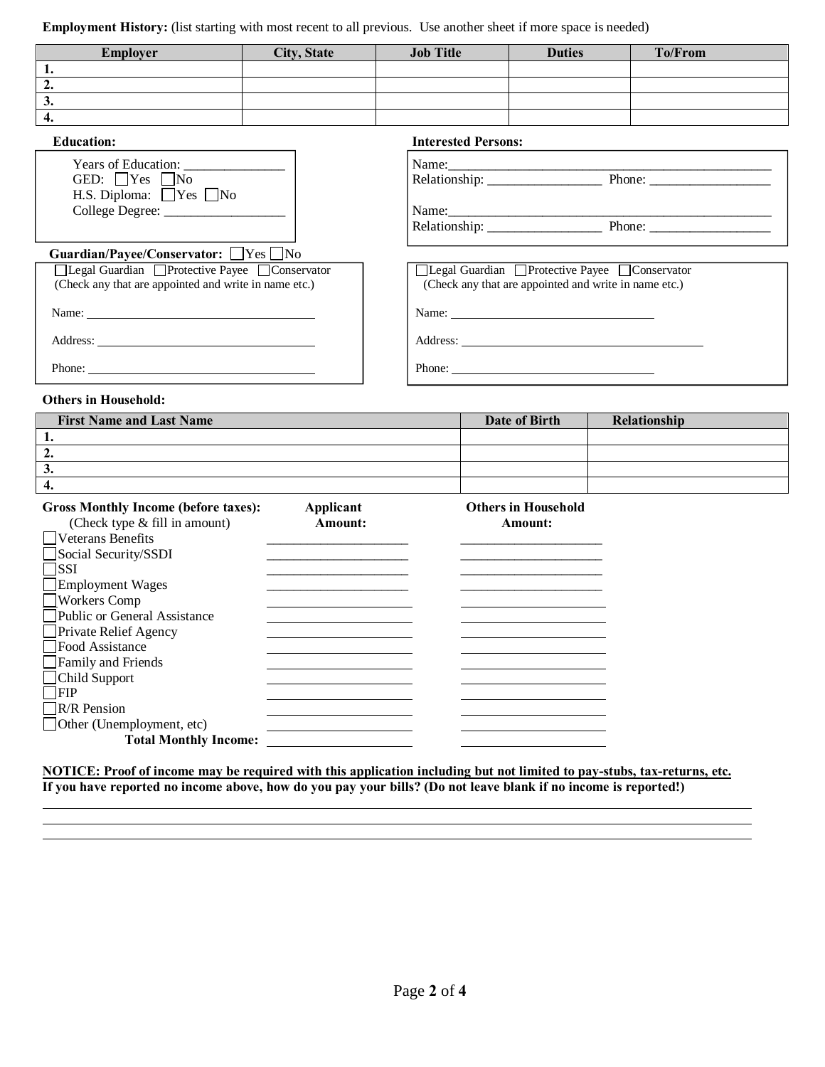**Employment History:** (list starting with most recent to all previous. Use another sheet if more space is needed)

| Employer | City, State | Job Title | Duties | To/From |
|---|---|---|---|---|
| 1. | | | | |
| 2. | | | | |
| 3. | | | | |
| 4. | | | | |

**Education:**

Years of Education: _______________
GED: ☐ Yes ☐ No
H.S. Diploma: ☐ Yes ☐ No
College Degree: __________________

**Interested Persons:**

Name: ________________________________________________
Relationship: _________________ Phone: __________________

Name: ________________________________________________
Relationship: _________________ Phone: __________________

**Guardian/Payee/Conservator:** ☐ Yes ☐ No

☐ Legal Guardian ☐ Protective Payee ☐ Conservator
(Check any that are appointed and write in name etc.)

Name: ____________________________________

Address: __________________________________

Phone: ___________________________________

☐ Legal Guardian ☐ Protective Payee ☐ Conservator
(Check any that are appointed and write in name etc.)

Name: ____________________________________

Address: __________________________________

Phone: ___________________________________

**Others in Household:**

| First Name and Last Name | Date of Birth | Relationship |
|---|---|---|
| 1. | | |
| 2. | | |
| 3. | | |
| 4. | | |

| **Gross Monthly Income (before taxes):** (Check type & fill in amount) | **Applicant Amount:** | **Others in Household Amount:** |
|---|---|---|
| ☐ Veterans Benefits | ____________________ | ____________________ |
| ☐ Social Security/SSDI | ____________________ | ____________________ |
| ☐ SSI | ____________________ | ____________________ |
| ☐ Employment Wages | ____________________ | ____________________ |
| ☐ Workers Comp | ____________________ | ____________________ |
| ☐ Public or General Assistance | ____________________ | ____________________ |
| ☐ Private Relief Agency | ____________________ | ____________________ |
| ☐ Food Assistance | ____________________ | ____________________ |
| ☐ Family and Friends | ____________________ | ____________________ |
| ☐ Child Support | ____________________ | ____________________ |
| ☐ FIP | ____________________ | ____________________ |
| ☐ R/R Pension | ____________________ | ____________________ |
| ☐ Other (Unemployment, etc) | ____________________ | ____________________ |
| **Total Monthly Income:** | ____________________ | ____________________ |

**NOTICE: Proof of income may be required with this application including but not limited to pay-stubs, tax-returns, etc.**
**If you have reported no income above, how do you pay your bills? (Do not leave blank if no income is reported!)**

______________________________________________________________________________________
______________________________________________________________________________________
______________________________________________________________________________________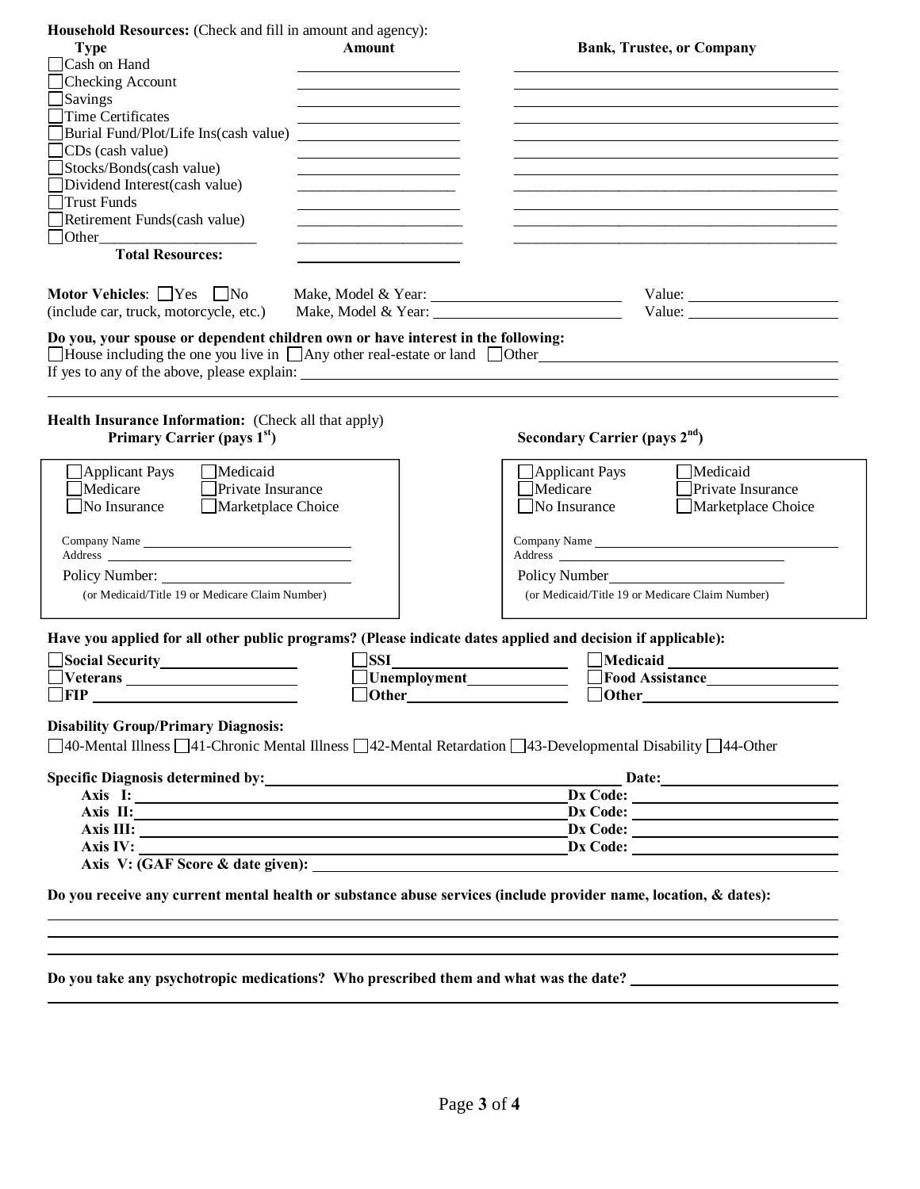**Household Resources:** (Check and fill in amount and agency):

| Type | Amount | Bank, Trustee, or Company |
|---|---|---|
| ☐ Cash on Hand | | |
| ☐ Checking Account | | |
| ☐ Savings | | |
| ☐ Time Certificates | | |
| ☐ Burial Fund/Plot/Life Ins(cash value) | | |
| ☐ CDs (cash value) | | |
| ☐ Stocks/Bonds(cash value) | | |
| ☐ Dividend Interest(cash value) | | |
| ☐ Trust Funds | | |
| ☐ Retirement Funds(cash value) | | |
| ☐ Other____________________ | | |
| **Total Resources:** | | |

**Motor Vehicles**: ☐ Yes ☐ No Make, Model & Year: ____________________ Value: ______________
(include car, truck, motorcycle, etc.) Make, Model & Year: ____________________ Value: ______________

**Do you, your spouse or dependent children own or have interest in the following:**
☐ House including the one you live in ☐ Any other real-estate or land ☐ Other______________________________
If yes to any of the above, please explain: ____________________________________________________________

**Health Insurance Information:** (Check all that apply)

**Primary Carrier (pays 1st)**

☐ Applicant Pays ☐ Medicaid
☐ Medicare ☐ Private Insurance
☐ No Insurance ☐ Marketplace Choice

Company Name ______________________________
Address ______________________________
Policy Number: ______________________________
(or Medicaid/Title 19 or Medicare Claim Number)

**Secondary Carrier (pays 2nd)**

☐ Applicant Pays ☐ Medicaid
☐ Medicare ☐ Private Insurance
☐ No Insurance ☐ Marketplace Choice

Company Name ______________________________
Address ______________________________
Policy Number______________________________
(or Medicaid/Title 19 or Medicare Claim Number)

**Have you applied for all other public programs? (Please indicate dates applied and decision if applicable):**

| | | |
|---|---|---|
| ☐ **Social Security**______________ | ☐ **SSI**______________ | ☐ **Medicaid** ______________ |
| ☐ **Veterans** ______________ | ☐ **Unemployment**______________ | ☐ **Food Assistance**______________ |
| ☐ **FIP** ______________ | ☐ **Other**______________ | ☐ **Other**______________ |

**Disability Group/Primary Diagnosis:**
☐ 40-Mental Illness ☐ 41-Chronic Mental Illness ☐ 42-Mental Retardation ☐ 43-Developmental Disability ☐ 44-Other

**Specific Diagnosis determined by:** ______________________________ **Date:** ______________

**Axis I:** ______________________________ **Dx Code:** ______________
**Axis II:** ______________________________ **Dx Code:** ______________
**Axis III:** ______________________________ **Dx Code:** ______________
**Axis IV:** ______________________________ **Dx Code:** ______________
**Axis V: (GAF Score & date given):** ______________________________

**Do you receive any current mental health or substance abuse services (include provider name, location, & dates):**

______________________________________________________________________________
______________________________________________________________________________
______________________________________________________________________________

**Do you take any psychotropic medications? Who prescribed them and what was the date?** ______________________
______________________________________________________________________________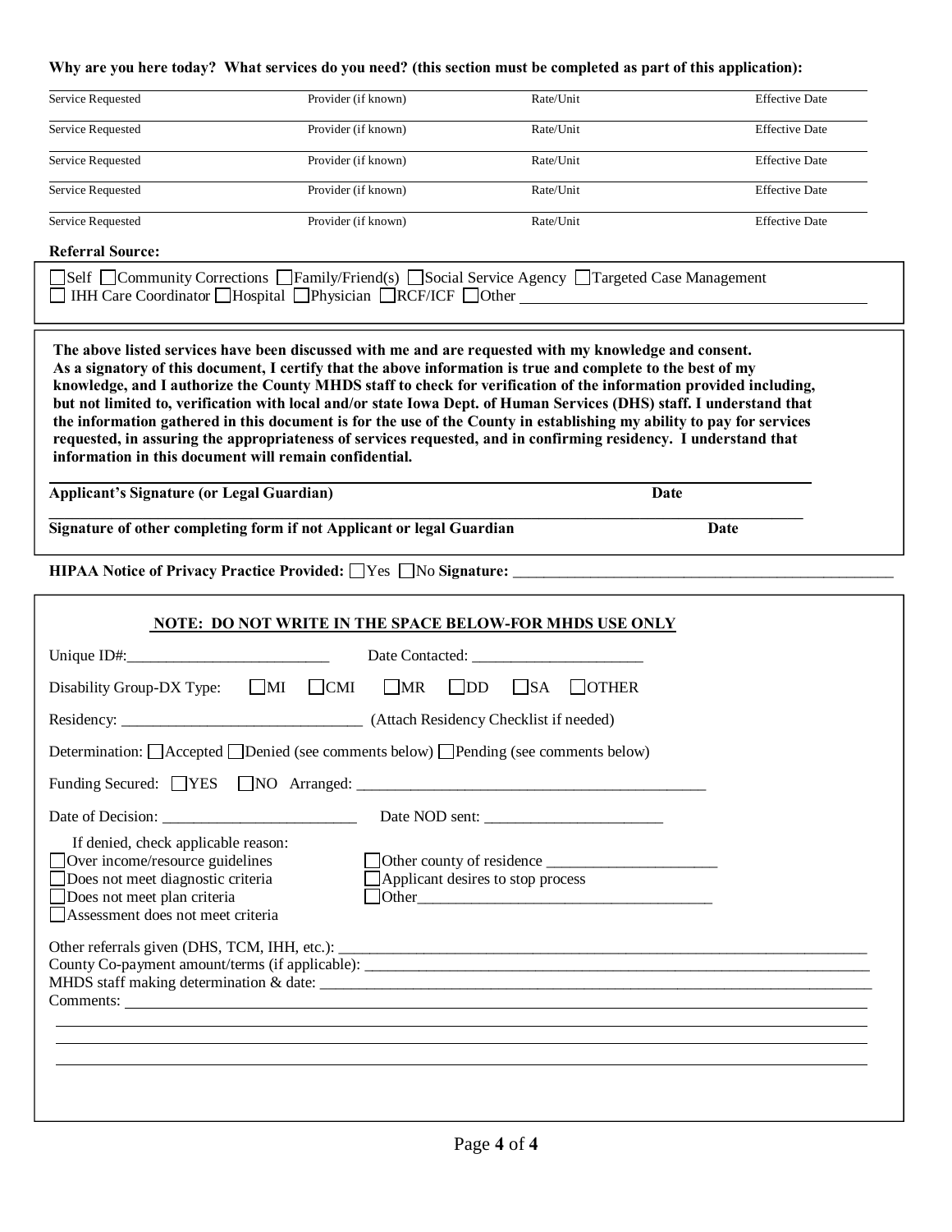**Why are you here today? What services do you need? (this section must be completed as part of this application):**

| | | | |
|---|---|---|---|
| Service Requested | Provider (if known) | Rate/Unit | Effective Date |
| Service Requested | Provider (if known) | Rate/Unit | Effective Date |
| Service Requested | Provider (if known) | Rate/Unit | Effective Date |
| Service Requested | Provider (if known) | Rate/Unit | Effective Date |
| Service Requested | Provider (if known) | Rate/Unit | Effective Date |

**Referral Source:**

☐ Self ☐ Community Corrections ☐ Family/Friend(s) ☐ Social Service Agency ☐ Targeted Case Management
☐ IHH Care Coordinator ☐ Hospital ☐ Physician ☐ RCF/ICF ☐ Other ______________________

**The above listed services have been discussed with me and are requested with my knowledge and consent. As a signatory of this document, I certify that the above information is true and complete to the best of my knowledge, and I authorize the County MHDS staff to check for verification of the information provided including, but not limited to, verification with local and/or state Iowa Dept. of Human Services (DHS) staff. I understand that the information gathered in this document is for the use of the County in establishing my ability to pay for services requested, in assuring the appropriateness of services requested, and in confirming residency. I understand that information in this document will remain confidential.**

______________________________________________ ______________

**Applicant's Signature (or Legal Guardian)** **Date**

______________________________________________ ______________

**Signature of other completing form if not Applicant or legal Guardian** **Date**

**HIPAA Notice of Privacy Practice Provided:** ☐ Yes ☐ No **Signature:** ______________________

**NOTE: DO NOT WRITE IN THE SPACE BELOW-FOR MHDS USE ONLY**

Unique ID#: ______________________ Date Contacted: ______________________

Disability Group-DX Type: ☐ MI ☐ CMI ☐ MR ☐ DD ☐ SA ☐ OTHER

Residency: ______________________ (Attach Residency Checklist if needed)

Determination: ☐ Accepted ☐ Denied (see comments below) ☐ Pending (see comments below)

Funding Secured: ☐ YES ☐ NO Arranged: ______________________

Date of Decision: ______________________ Date NOD sent: ______________________

If denied, check applicable reason:

☐ Over income/resource guidelines
☐ Does not meet diagnostic criteria
☐ Does not meet plan criteria
☐ Assessment does not meet criteria
☐ Other county of residence ______________________
☐ Applicant desires to stop process
☐ Other______________________

Other referrals given (DHS, TCM, IHH, etc.): ______________________
County Co-payment amount/terms (if applicable): ______________________
MHDS staff making determination & date: ______________________
Comments: ______________________